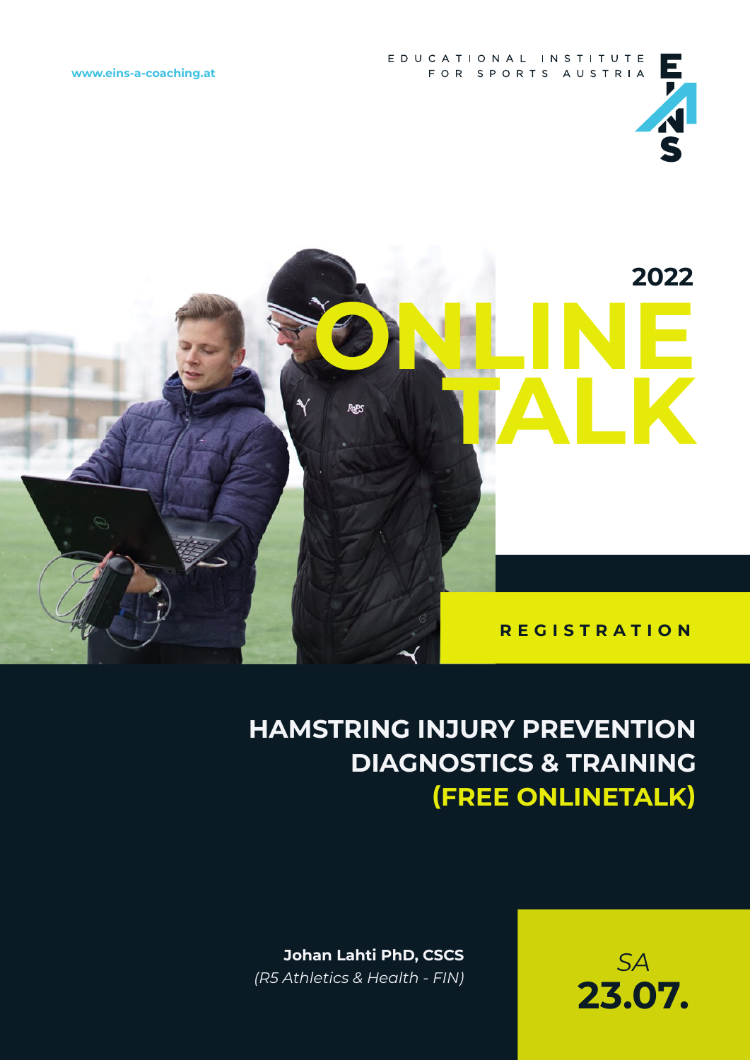www.eins-a-coaching.at

EDUCATIONAL INSTITUTE FOR SPORTS AUSTRIA

**2022**

# ONLINE TALK

**REGISTRATION**

## HAMSTRING INJURY PREVENTION DIAGNOSTICS & TRAINING (FREE ONLINETALK)

**Johan Lahti PhD, CSCS**
*(R5 Athletics & Health - FIN)*

*SA*
**23.07.**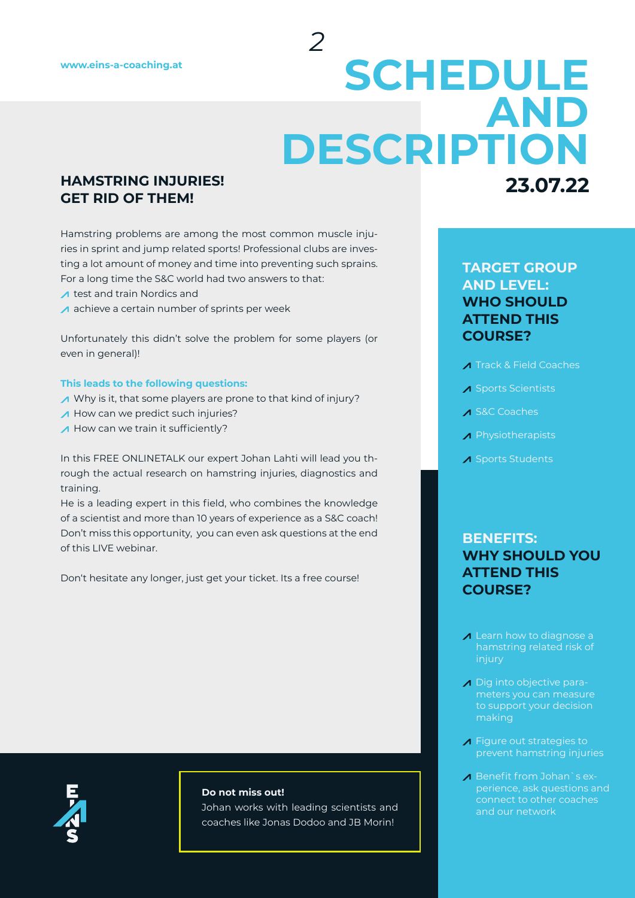# SCHEDULE AND DESCRIPTION

**23.07.22**

## HAMSTRING INJURIES! GET RID OF THEM!

Hamstring problems are among the most common muscle injuries in sprint and jump related sports! Professional clubs are investing a lot amount of money and time into preventing such sprains. For a long time the S&C world had two answers to that:

- test and train Nordics and
- achieve a certain number of sprints per week

Unfortunately this didn't solve the problem for some players (or even in general)!

**This leads to the following questions:**

- Why is it, that some players are prone to that kind of injury?
- How can we predict such injuries?
- How can we train it sufficiently?

In this FREE ONLINETALK our expert Johan Lahti will lead you through the actual research on hamstring injuries, diagnostics and training.
He is a leading expert in this field, who combines the knowledge of a scientist and more than 10 years of experience as a S&C coach! Don't miss this opportunity, you can even ask questions at the end of this LIVE webinar.

Don't hesitate any longer, just get your ticket. Its a free course!

**Do not miss out!**
Johan works with leading scientists and coaches like Jonas Dodoo and JB Morin!

## TARGET GROUP AND LEVEL: WHO SHOULD ATTEND THIS COURSE?

- Track & Field Coaches
- Sports Scientists
- S&C Coaches
- Physiotherapists
- Sports Students

## BENEFITS: WHY SHOULD YOU ATTEND THIS COURSE?

- Learn how to diagnose a hamstring related risk of injury
- Dig into objective parameters you can measure to support your decision making
- Figure out strategies to prevent hamstring injuries
- Benefit from Johan`s experience, ask questions and connect to other coaches and our network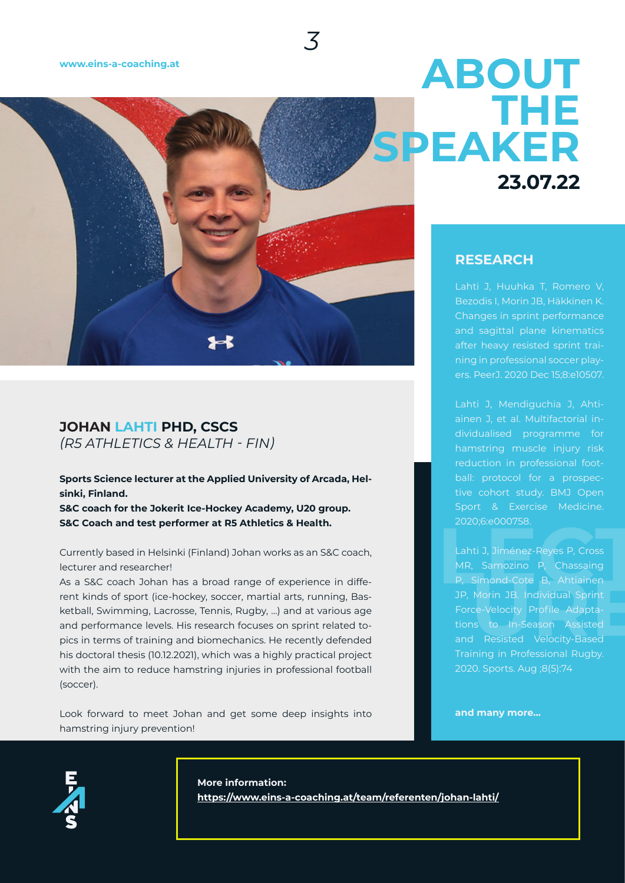www.eins-a-coaching.at

# ABOUT THE SPEAKER

**23.07.22**

## JOHAN LAHTI PHD, CSCS

*(R5 ATHLETICS & HEALTH - FIN)*

**Sports Science lecturer at the Applied University of Arcada, Helsinki, Finland.**
**S&C coach for the Jokerit Ice-Hockey Academy, U20 group.**
**S&C Coach and test performer at R5 Athletics & Health.**

Currently based in Helsinki (Finland) Johan works as an S&C coach, lecturer and researcher!
As a S&C coach Johan has a broad range of experience in different kinds of sport (ice-hockey, soccer, martial arts, running, Basketball, Swimming, Lacrosse, Tennis, Rugby, ...) and at various age and performance levels. His research focuses on sprint related topics in terms of training and biomechanics. He recently defended his doctoral thesis (10.12.2021), which was a highly practical project with the aim to reduce hamstring injuries in professional football (soccer).

Look forward to meet Johan and get some deep insights into hamstring injury prevention!

## RESEARCH

Lahti J, Huuhka T, Romero V, Bezodis I, Morin JB, Häkkinen K. Changes in sprint performance and sagittal plane kinematics after heavy resisted sprint training in professional soccer players. PeerJ. 2020 Dec 15;8:e10507.

Lahti J, Mendiguchia J, Ahtiainen J, et al. Multifactorial individualised programme for hamstring muscle injury risk reduction in professional football: protocol for a prospective cohort study. BMJ Open Sport & Exercise Medicine. 2020;6:e000758.

Lahti J, Jiménez-Reyes P, Cross MR, Samozino P, Chassaing P, Simond-Cote B, Ahtiainen JP, Morin JB. Individual Sprint Force-Velocity Profile Adaptations to In-Season Assisted and Resisted Velocity-Based Training in Professional Rugby. 2020. Sports. Aug ;8(5):74

**and many more...**

**More information:**
**https://www.eins-a-coaching.at/team/referenten/johan-lahti/**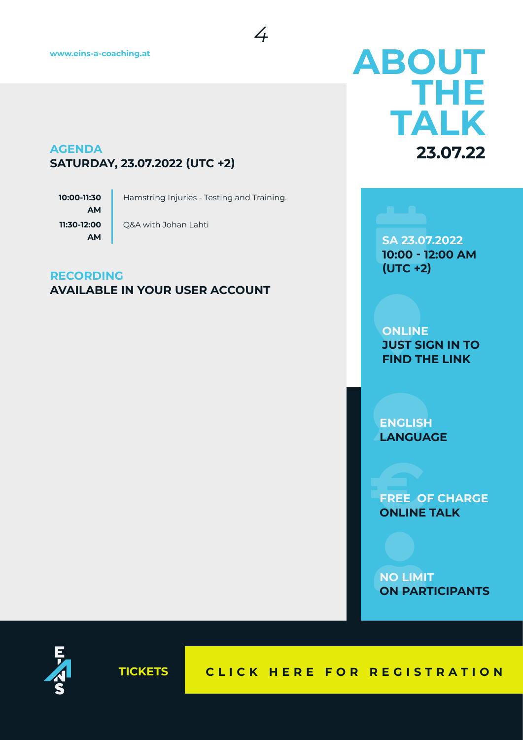# ABOUT THE TALK

**23.07.22**

## AGENDA

**SATURDAY, 23.07.2022 (UTC +2)**

| Time | Session |
|---|---|
| **10:00-11:30 AM** | Hamstring Injuries - Testing and Training. |
| **11:30-12:00 AM** | Q&A with Johan Lahti |

## RECORDING

**AVAILABLE IN YOUR USER ACCOUNT**

**SA 23.07.2022**
**10:00 - 12:00 AM**
**(UTC +2)**

**ONLINE**
**JUST SIGN IN TO FIND THE LINK**

**ENGLISH**
**LANGUAGE**

**FREE OF CHARGE**
**ONLINE TALK**

**NO LIMIT**
**ON PARTICIPANTS**

**TICKETS** — **CLICK HERE FOR REGISTRATION**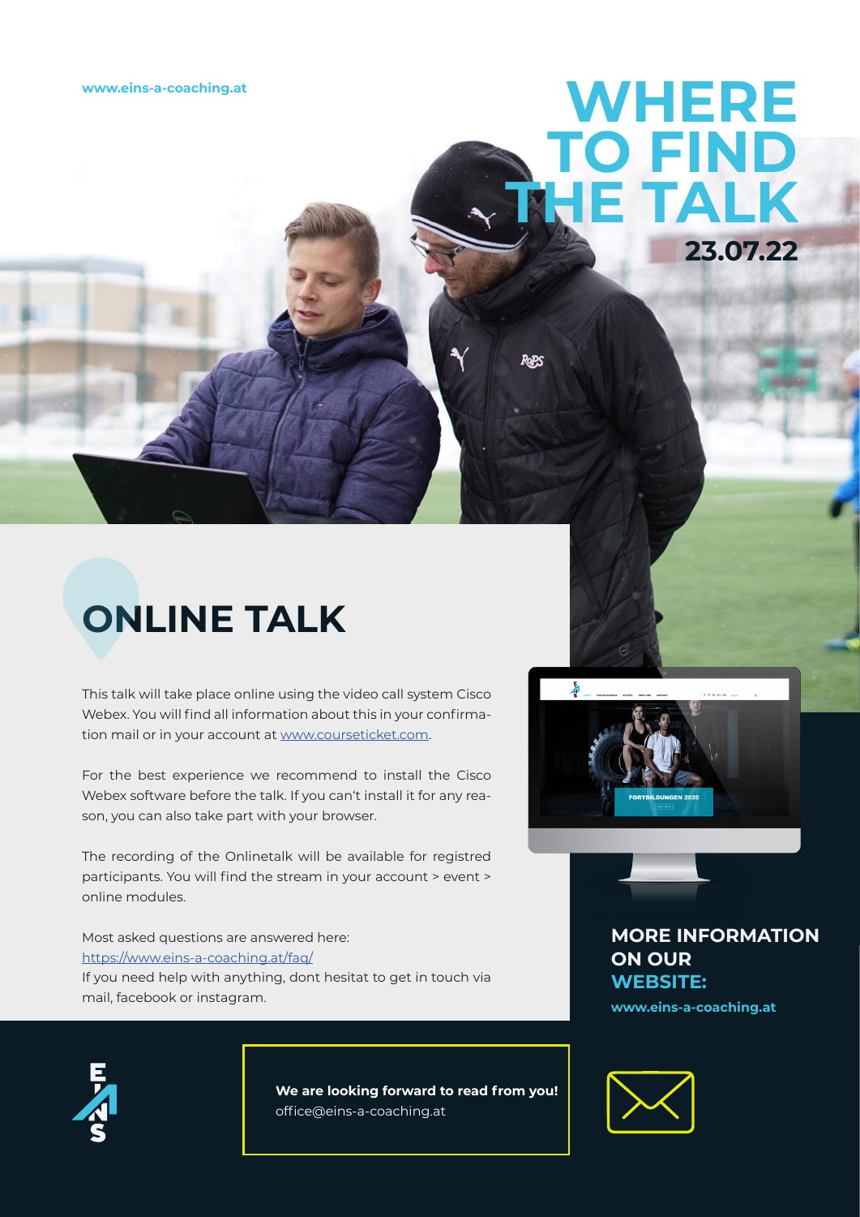www.eins-a-coaching.at

# WHERE TO FIND THE TALK

**23.07.22**

## ONLINE TALK

This talk will take place online using the video call system Cisco Webex. You will find all information about this in your confirmation mail or in your account at www.courseticket.com.

For the best experience we recommend to install the Cisco Webex software before the talk. If you can't install it for any reason, you can also take part with your browser.

The recording of the Onlinetalk will be available for registred participants. You will find the stream in your account > event > online modules.

Most asked questions are answered here:
https://www.eins-a-coaching.at/faq/
If you need help with anything, dont hesitat to get in touch via mail, facebook or instagram.

**MORE INFORMATION ON OUR WEBSITE:**

**www.eins-a-coaching.at**

**We are looking forward to read from you!**
office@eins-a-coaching.at